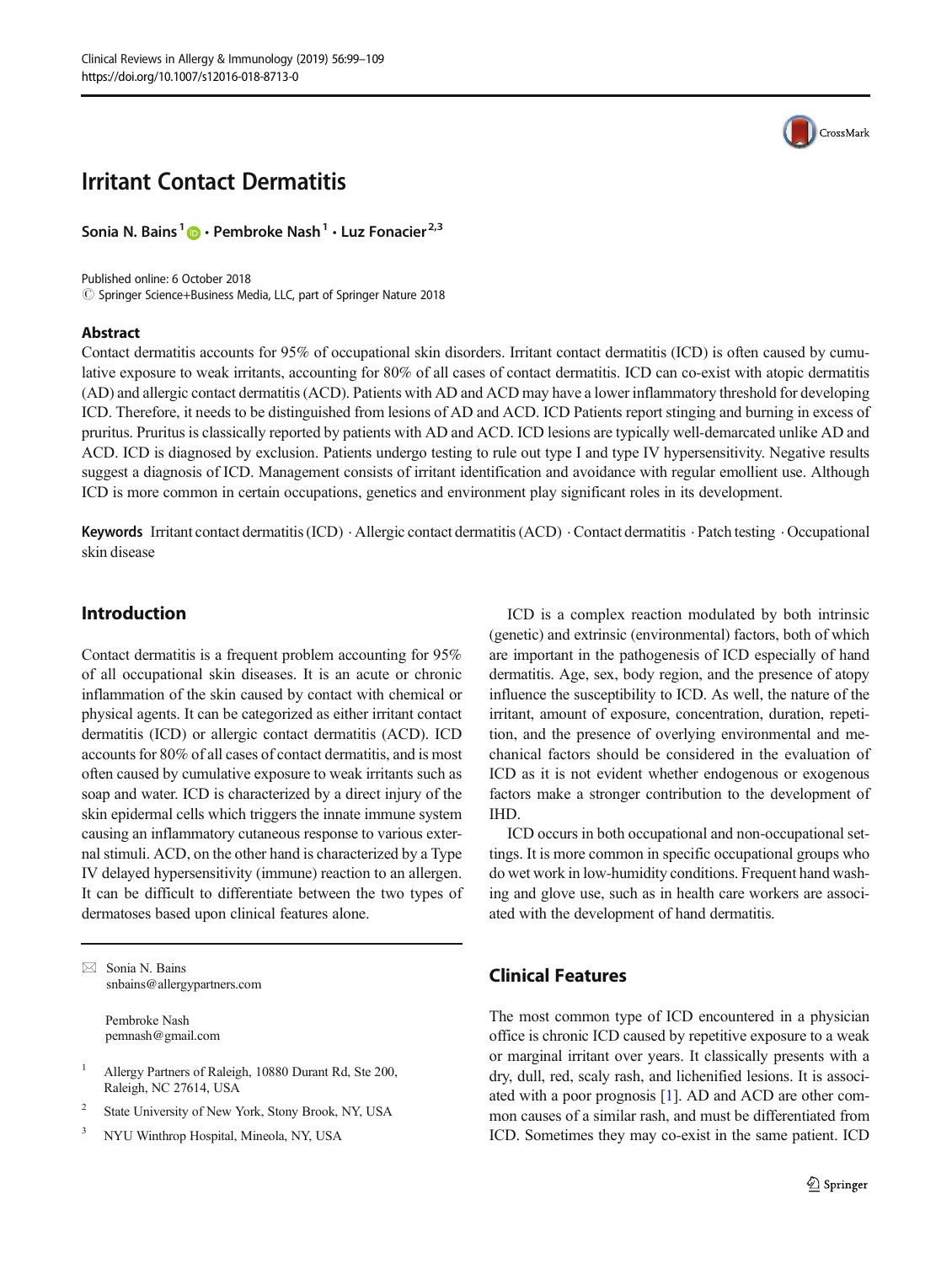# Irritant Contact Dermatitis

**Sonia N. Bains**[1] · **Pembroke Nash**[1] · **Luz Fonacier**[2,3]

Published online: 6 October 2018
© Springer Science+Business Media, LLC, part of Springer Nature 2018

## Abstract

Contact dermatitis accounts for 95% of occupational skin disorders. Irritant contact dermatitis (ICD) is often caused by cumulative exposure to weak irritants, accounting for 80% of all cases of contact dermatitis. ICD can co-exist with atopic dermatitis (AD) and allergic contact dermatitis (ACD). Patients with AD and ACD may have a lower inflammatory threshold for developing ICD. Therefore, it needs to be distinguished from lesions of AD and ACD. ICD Patients report stinging and burning in excess of pruritus. Pruritus is classically reported by patients with AD and ACD. ICD lesions are typically well-demarcated unlike AD and ACD. ICD is diagnosed by exclusion. Patients undergo testing to rule out type I and type IV hypersensitivity. Negative results suggest a diagnosis of ICD. Management consists of irritant identification and avoidance with regular emollient use. Although ICD is more common in certain occupations, genetics and environment play significant roles in its development.

**Keywords** Irritant contact dermatitis (ICD) · Allergic contact dermatitis (ACD) · Contact dermatitis · Patch testing · Occupational skin disease

## Introduction

Contact dermatitis is a frequent problem accounting for 95% of all occupational skin diseases. It is an acute or chronic inflammation of the skin caused by contact with chemical or physical agents. It can be categorized as either irritant contact dermatitis (ICD) or allergic contact dermatitis (ACD). ICD accounts for 80% of all cases of contact dermatitis, and is most often caused by cumulative exposure to weak irritants such as soap and water. ICD is characterized by a direct injury of the skin epidermal cells which triggers the innate immune system causing an inflammatory cutaneous response to various external stimuli. ACD, on the other hand is characterized by a Type IV delayed hypersensitivity (immune) reaction to an allergen. It can be difficult to differentiate between the two types of dermatoses based upon clinical features alone.

ICD is a complex reaction modulated by both intrinsic (genetic) and extrinsic (environmental) factors, both of which are important in the pathogenesis of ICD especially of hand dermatitis. Age, sex, body region, and the presence of atopy influence the susceptibility to ICD. As well, the nature of the irritant, amount of exposure, concentration, duration, repetition, and the presence of overlying environmental and mechanical factors should be considered in the evaluation of ICD as it is not evident whether endogenous or exogenous factors make a stronger contribution to the development of IHD.

ICD occurs in both occupational and non-occupational settings. It is more common in specific occupational groups who do wet work in low-humidity conditions. Frequent hand washing and glove use, such as in health care workers are associated with the development of hand dermatitis.

## Clinical Features

The most common type of ICD encountered in a physician office is chronic ICD caused by repetitive exposure to a weak or marginal irritant over years. It classically presents with a dry, dull, red, scaly rash, and lichenified lesions. It is associated with a poor prognosis [1]. AD and ACD are other common causes of a similar rash, and must be differentiated from ICD. Sometimes they may co-exist in the same patient. ICD

---

✉ Sonia N. Bains
snbains@allergypartners.com

Pembroke Nash
pemnash@gmail.com

1 Allergy Partners of Raleigh, 10880 Durant Rd, Ste 200, Raleigh, NC 27614, USA

2 State University of New York, Stony Brook, NY, USA

3 NYU Winthrop Hospital, Mineola, NY, USA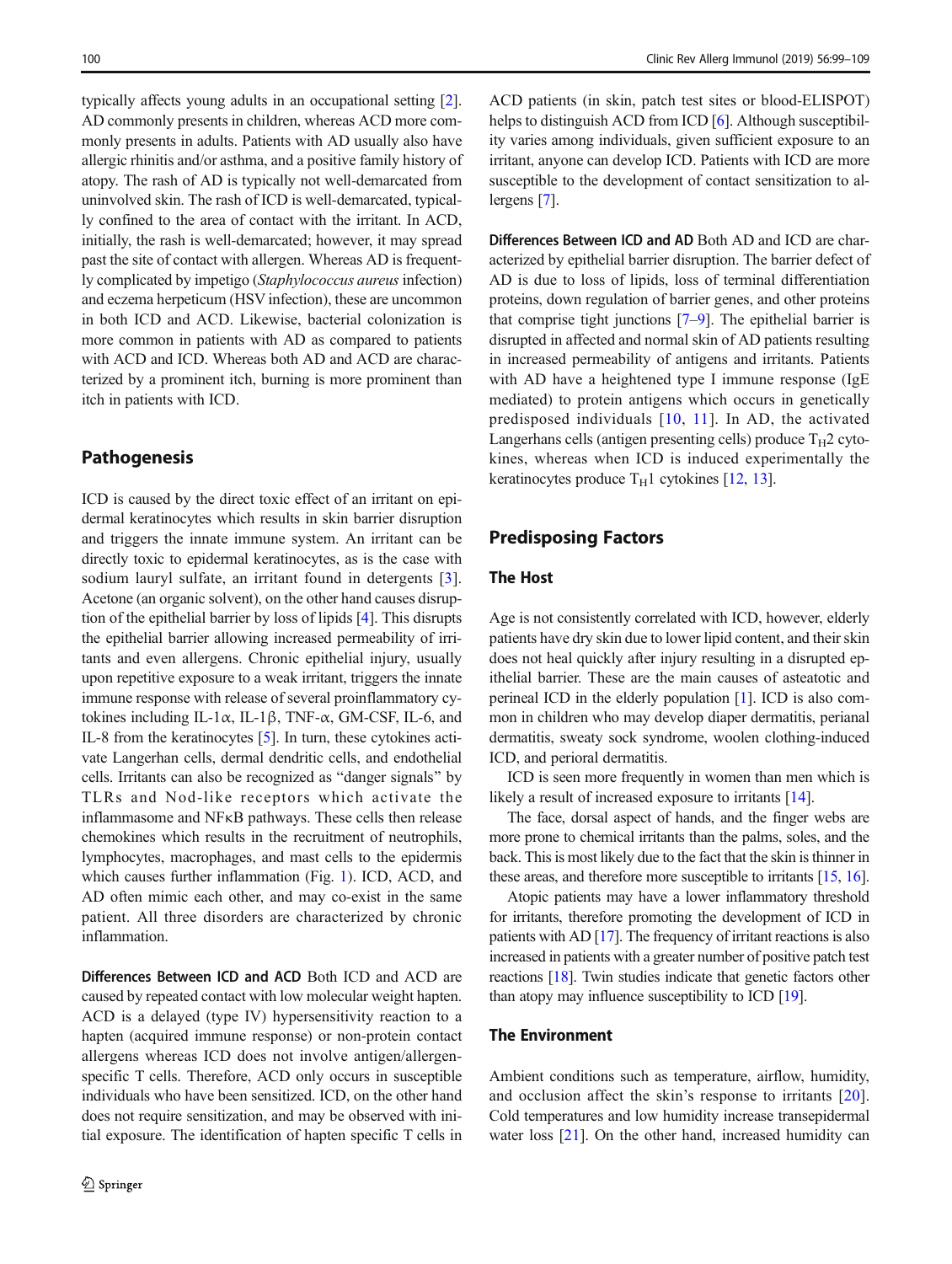typically affects young adults in an occupational setting [2]. AD commonly presents in children, whereas ACD more commonly presents in adults. Patients with AD usually also have allergic rhinitis and/or asthma, and a positive family history of atopy. The rash of AD is typically not well-demarcated from uninvolved skin. The rash of ICD is well-demarcated, typically confined to the area of contact with the irritant. In ACD, initially, the rash is well-demarcated; however, it may spread past the site of contact with allergen. Whereas AD is frequently complicated by impetigo (*Staphylococcus aureus* infection) and eczema herpeticum (HSV infection), these are uncommon in both ICD and ACD. Likewise, bacterial colonization is more common in patients with AD as compared to patients with ACD and ICD. Whereas both AD and ACD are characterized by a prominent itch, burning is more prominent than itch in patients with ICD.

## Pathogenesis

ICD is caused by the direct toxic effect of an irritant on epidermal keratinocytes which results in skin barrier disruption and triggers the innate immune system. An irritant can be directly toxic to epidermal keratinocytes, as is the case with sodium lauryl sulfate, an irritant found in detergents [3]. Acetone (an organic solvent), on the other hand causes disruption of the epithelial barrier by loss of lipids [4]. This disrupts the epithelial barrier allowing increased permeability of irritants and even allergens. Chronic epithelial injury, usually upon repetitive exposure to a weak irritant, triggers the innate immune response with release of several proinflammatory cytokines including IL-1α, IL-1β, TNF-α, GM-CSF, IL-6, and IL-8 from the keratinocytes [5]. In turn, these cytokines activate Langerhan cells, dermal dendritic cells, and endothelial cells. Irritants can also be recognized as "danger signals" by TLRs and Nod-like receptors which activate the inflammasome and NFκB pathways. These cells then release chemokines which results in the recruitment of neutrophils, lymphocytes, macrophages, and mast cells to the epidermis which causes further inflammation (Fig. 1). ICD, ACD, and AD often mimic each other, and may co-exist in the same patient. All three disorders are characterized by chronic inflammation.

**Differences Between ICD and ACD** Both ICD and ACD are caused by repeated contact with low molecular weight haptens. ACD is a delayed (type IV) hypersensitivity reaction to a hapten (acquired immune response) or non-protein contact allergens whereas ICD does not involve antigen/allergen-specific T cells. Therefore, ACD only occurs in susceptible individuals who have been sensitized. ICD, on the other hand does not require sensitization, and may be observed with initial exposure. The identification of hapten specific T cells in ACD patients (in skin, patch test sites or blood-ELISPOT) helps to distinguish ACD from ICD [6]. Although susceptibility varies among individuals, given sufficient exposure to an irritant, anyone can develop ICD. Patients with ICD are more susceptible to the development of contact sensitization to allergens [7].

**Differences Between ICD and AD** Both AD and ICD are characterized by epithelial barrier disruption. The barrier defect of AD is due to loss of lipids, loss of terminal differentiation proteins, down regulation of barrier genes, and other proteins that comprise tight junctions [7–9]. The epithelial barrier is disrupted in affected and normal skin of AD patients resulting in increased permeability of antigens and irritants. Patients with AD have a heightened type I immune response (IgE mediated) to protein antigens which occurs in genetically predisposed individuals [10, 11]. In AD, the activated Langerhans cells (antigen presenting cells) produce $T_H2$ cytokines, whereas when ICD is induced experimentally the keratinocytes produce $T_H1$ cytokines [12, 13].

## Predisposing Factors

### The Host

Age is not consistently correlated with ICD, however, elderly patients have dry skin due to lower lipid content, and their skin does not heal quickly after injury resulting in a disrupted epithelial barrier. These are the main causes of asteatotic and perineal ICD in the elderly population [1]. ICD is also common in children who may develop diaper dermatitis, perianal dermatitis, sweaty sock syndrome, woolen clothing-induced ICD, and perioral dermatitis.

ICD is seen more frequently in women than men which is likely a result of increased exposure to irritants [14].

The face, dorsal aspect of hands, and the finger webs are more prone to chemical irritants than the palms, soles, and the back. This is most likely due to the fact that the skin is thinner in these areas, and therefore more susceptible to irritants [15, 16].

Atopic patients may have a lower inflammatory threshold for irritants, therefore promoting the development of ICD in patients with AD [17]. The frequency of irritant reactions is also increased in patients with a greater number of positive patch test reactions [18]. Twin studies indicate that genetic factors other than atopy may influence susceptibility to ICD [19].

### The Environment

Ambient conditions such as temperature, airflow, humidity, and occlusion affect the skin's response to irritants [20]. Cold temperatures and low humidity increase transepidermal water loss [21]. On the other hand, increased humidity can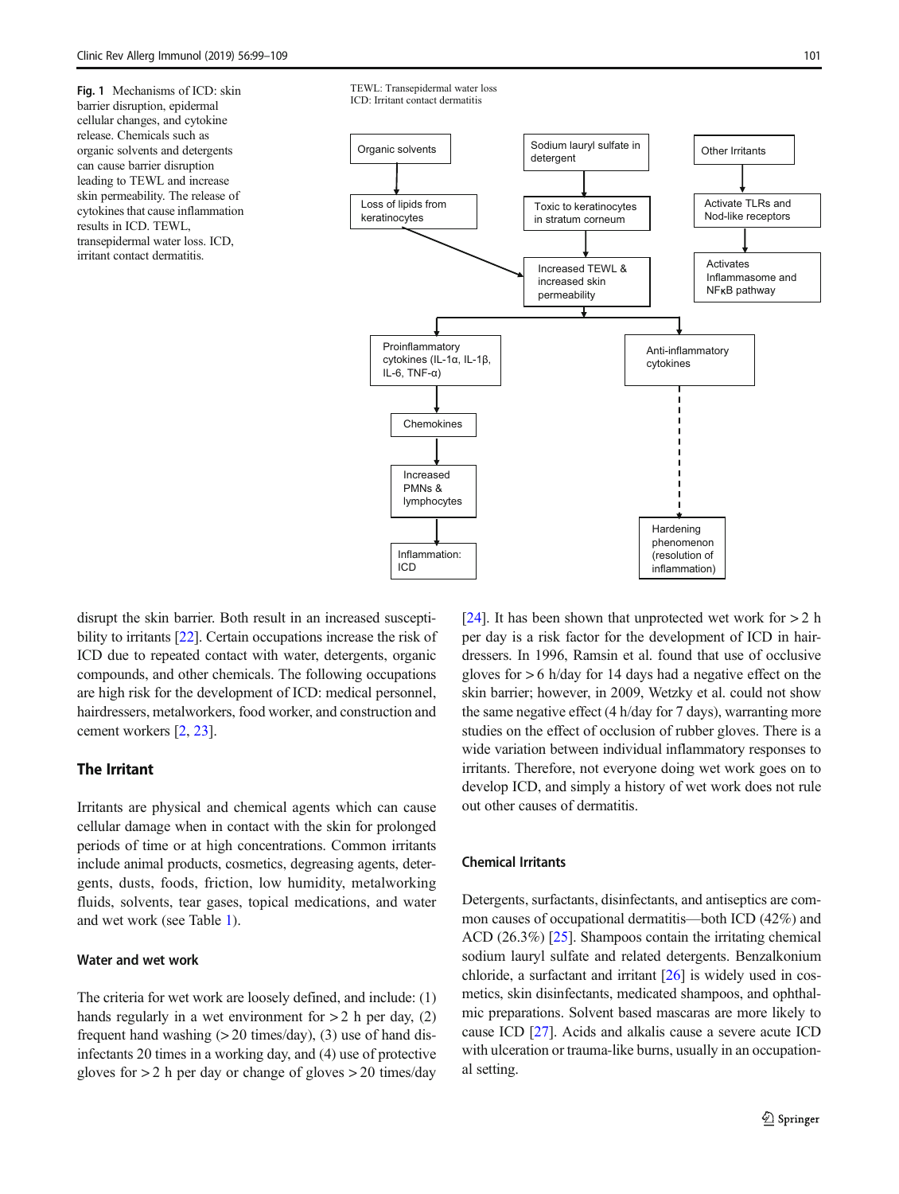**Fig. 1** Mechanisms of ICD: skin barrier disruption, epidermal cellular changes, and cytokine release. Chemicals such as organic solvents and detergents can cause barrier disruption leading to TEWL and increase skin permeability. The release of cytokines that cause inflammation results in ICD. TEWL, transepidermal water loss. ICD, irritant contact dermatitis.

TEWL: Transepidermal water loss
ICD: Irritant contact dermatitis

Organic solvents → Loss of lipids from keratinocytes → Increased TEWL & increased skin permeability

Sodium lauryl sulfate in detergent → Toxic to keratinocytes in stratum corneum → Increased TEWL & increased skin permeability

Other Irritants → Activate TLRs and Nod-like receptors → Activates Inflammasome and NFκB pathway

Increased TEWL & increased skin permeability → Proinflammatory cytokines (IL-1α, IL-1β, IL-6, TNF-α) → Chemokines → Increased PMNs & lymphocytes → Inflammation: ICD

Increased TEWL & increased skin permeability → Anti-inflammatory cytokines → Hardening phenomenon (resolution of inflammation)

disrupt the skin barrier. Both result in an increased susceptibility to irritants [22]. Certain occupations increase the risk of ICD due to repeated contact with water, detergents, organic compounds, and other chemicals. The following occupations are high risk for the development of ICD: medical personnel, hairdressers, metalworkers, food worker, and construction and cement workers [2, 23].

## The Irritant

Irritants are physical and chemical agents which can cause cellular damage when in contact with the skin for prolonged periods of time or at high concentrations. Common irritants include animal products, cosmetics, degreasing agents, detergents, dusts, foods, friction, low humidity, metalworking fluids, solvents, tear gases, topical medications, and water and wet work (see Table 1).

### Water and wet work

The criteria for wet work are loosely defined, and include: (1) hands regularly in a wet environment for > 2 h per day, (2) frequent hand washing (> 20 times/day), (3) use of hand disinfectants 20 times in a working day, and (4) use of protective gloves for > 2 h per day or change of gloves > 20 times/day [24]. It has been shown that unprotected wet work for > 2 h per day is a risk factor for the development of ICD in hairdressers. In 1996, Ramsin et al. found that use of occlusive gloves for > 6 h/day for 14 days had a negative effect on the skin barrier; however, in 2009, Wetzky et al. could not show the same negative effect (4 h/day for 7 days), warranting more studies on the effect of occlusion of rubber gloves. There is a wide variation between individual inflammatory responses to irritants. Therefore, not everyone doing wet work goes on to develop ICD, and simply a history of wet work does not rule out other causes of dermatitis.

### Chemical Irritants

Detergents, surfactants, disinfectants, and antiseptics are common causes of occupational dermatitis—both ICD (42%) and ACD (26.3%) [25]. Shampoos contain the irritating chemical sodium lauryl sulfate and related detergents. Benzalkonium chloride, a surfactant and irritant [26] is widely used in cosmetics, skin disinfectants, medicated shampoos, and ophthalmic preparations. Solvent based mascaras are more likely to cause ICD [27]. Acids and alkalis cause a severe acute ICD with ulceration or trauma-like burns, usually in an occupational setting.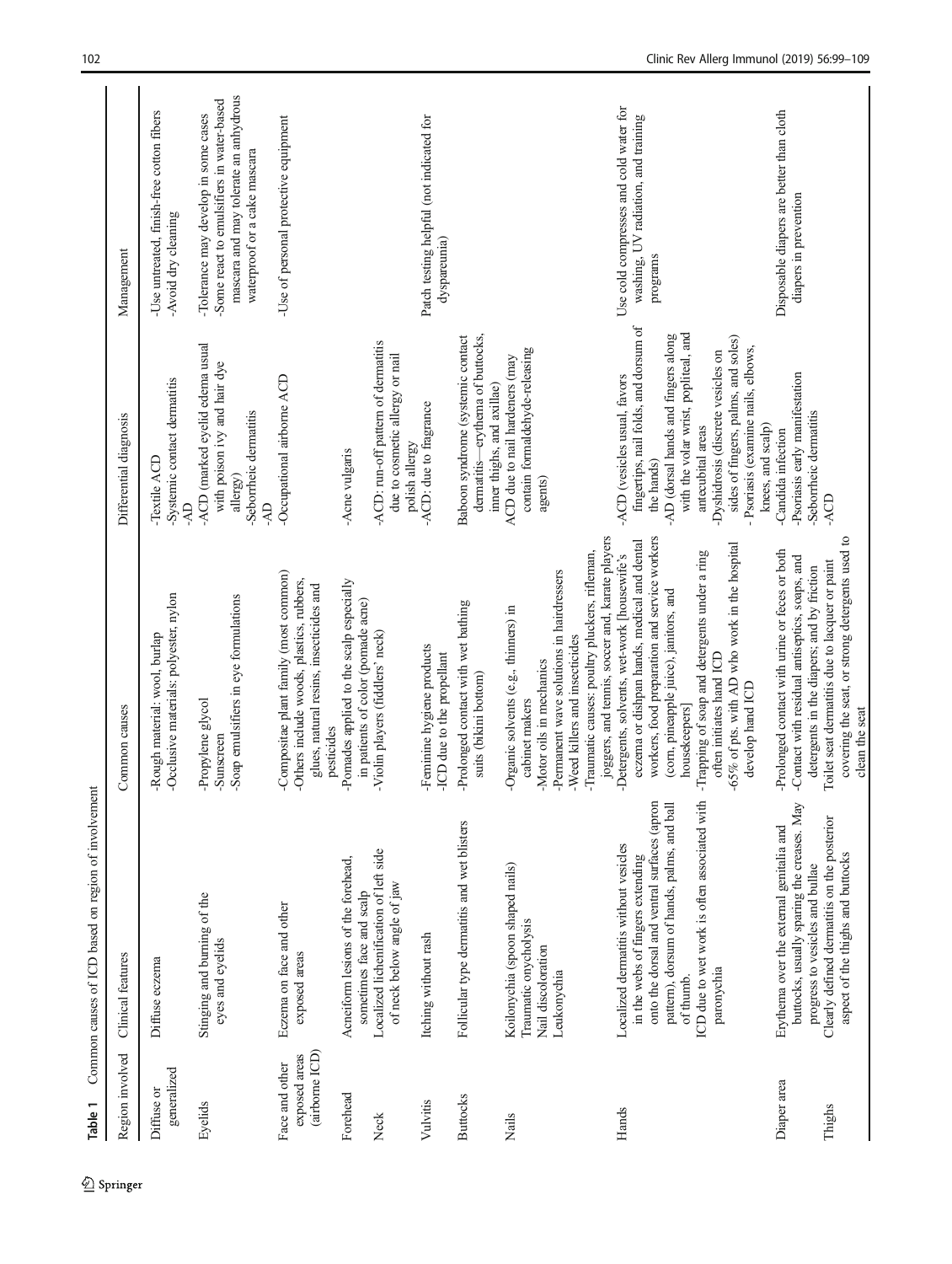**Table 1** Common causes of ICD based on region of involvement

| Region involved | Clinical features | Common causes | Differential diagnosis | Management |
|---|---|---|---|---|
| Diffuse or generalized | Diffuse eczema | -Rough material: wool, burlap<br>-Occlusive materials: polyester, nylon | -Textile ACD<br>-Systemic contact dermatitis<br>-AD | -Use untreated, finish-free cotton fibers<br>-Avoid dry cleaning |
| Eyelids | Stinging and burning of the eyes and eyelids | -Propylene glycol<br>-Sunscreen<br>-Soap emulsifiers in eye formulations | -ACD (marked eyelid edema usual with poison ivy and hair dye allergy)<br>-Seborrheic dermatitis<br>-AD | -Tolerance may develop in some cases<br>-Some react to emulsifiers in water-based mascara and may tolerate an anhydrous waterproof or a cake mascara |
| Face and other exposed areas (airborne ICD) | Eczema on face and other exposed areas | -Compositae plant family (most common)<br>-Others include woods, plastics, rubbers, glues, natural resins, insecticides and pesticides | -Occupational airborne ACD | -Use of personal protective equipment |
| Forehead | Acneiform lesions of the forehead, sometimes face and scalp | -Pomades applied to the scalp especially in patients of color (pomade acne) | -Acne vulgaris | |
| Neck | Localized lichenification of left side of neck below angle of jaw | -Violin players (fiddlers' neck) | -ACD: run-off pattern of dermatitis due to cosmetic allergy or nail polish allergy | |
| Vulvitis | Itching without rash | -Feminine hygiene products<br>-ICD due to the propellant | -ACD: due to fragrance | Patch testing helpful (not indicated for dyspareunia) |
| Buttocks | Follicular type dermatitis and wet blisters | -Prolonged contact with wet bathing suits (bikini bottom) | Baboon syndrome (systemic contact dermatitis—erythema of buttocks, inner thighs, and axillae) | |
| Nails | Koilonychia (spoon shaped nails)<br>Traumatic onycholysis<br>Nail discoloration<br>Leukonychia | -Organic solvents (e.g., thinners) in cabinet makers<br>-Motor oils in mechanics<br>-Permanent wave solutions in hairdressers<br>-Weed killers and insecticides<br>-Traumatic causes: poultry pluckers, rifleman, joggers, and tennis, soccer and, karate players | ACD due to nail hardeners (may contain formaldehyde-releasing agents) | |
| Hands | Localized dermatitis without vesicles in the webs of fingers extending onto the dorsal and ventral surfaces (apron pattern), dorsum of hands, palms, and ball of thumb.<br>ICD due to wet work is often associated with paronychia | -Detergents, solvents, wet-work [housewife's eczema or dishpan hands, medical and dental workers, food preparation and service workers (corn, pineapple juice), janitors, and housekeepers]<br>-Trapping of soap and detergents under a ring often initiates hand ICD<br>-65% of pts. with AD who work in the hospital develop hand ICD | -ACD (vesicles usual, favors fingertips, nail folds, and dorsum of the hands)<br>-AD (dorsal hands and fingers along with the volar wrist, popliteal, and antecubital areas<br>-Dyshidrosis (discrete vesicles on sides of fingers, palms, and soles)<br>- Psoriasis (examine nails, elbows, knees, and scalp) | Use cold compresses and cold water for washing, UV radiation, and training programs |
| Diaper area | Erythema over the external genitalia and buttocks, usually sparing the creases. May progress to vesicles and bullae | -Prolonged contact with urine or feces or both<br>-Contact with residual antiseptics, soaps, and detergents in the diapers; and by friction | -Candida infection<br>-Psoriasis early manifestation<br>-Seborrheic dermatitis | Disposable diapers are better than cloth diapers in prevention |
| Thighs | Clearly defined dermatitis on the posterior aspect of the thighs and buttocks | Toilet seat dermatitis due to lacquer or paint covering the seat, or strong detergents used to clean the seat | -ACD | |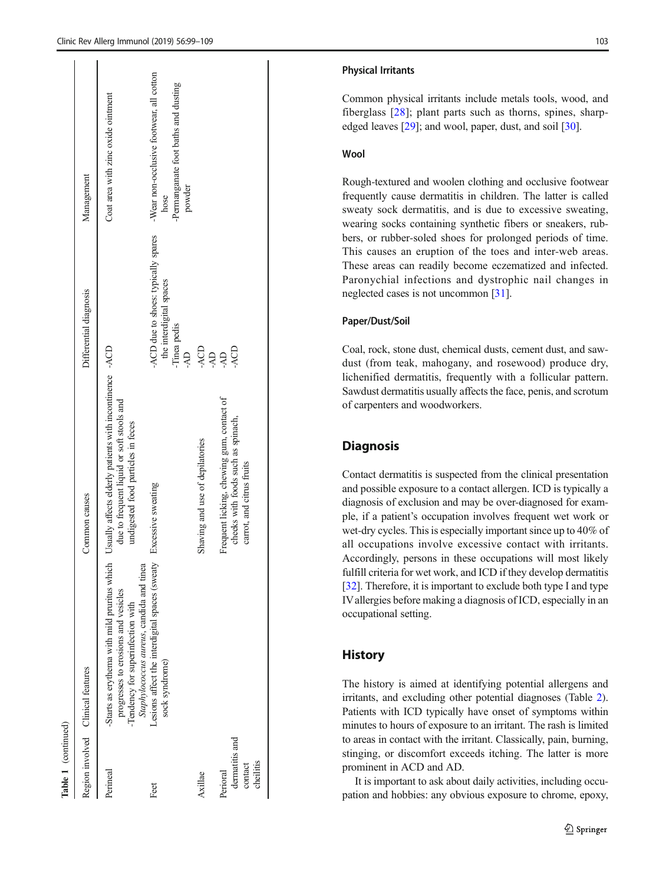**Table 1** (continued)

| Region involved | Clinical features | Common causes | Differential diagnosis | Management |
|---|---|---|---|---|
| Perineal | -Starts as erythema with mild pruritus which progresses to erosions and vesicles<br>-Tendency for superinfection with *Staphylococcus aureus*, candida and tinea | Usually affects elderly patients with incontinence due to frequent liquid or soft stools and undigested food particles in feces | -ACD | Coat area with zinc oxide ointment |
| Feet | Lesions affect the interdigital spaces (sweaty sock syndrome) | Excessive sweating | -ACD due to shoes: typically spares the interdigital spaces<br>-Tinea pedis<br>-AD | -Wear non-occlusive footwear, all cotton hose<br>-Permanganate foot baths and dusting powder |
| Axillae | | Shaving and use of depilatories | -ACD<br>-AD | |
| Perioral dermatitis and contact cheilitis | | Frequent licking, chewing gum, contact of cheeks with foods such as spinach, carrot, and citrus fruits | -AD<br>-ACD | |

### Physical Irritants

Common physical irritants include metals tools, wood, and fiberglass [28]; plant parts such as thorns, spines, sharp-edged leaves [29]; and wool, paper, dust, and soil [30].

### Wool

Rough-textured and woolen clothing and occlusive footwear frequently cause dermatitis in children. The latter is called sweaty sock dermatitis, and is due to excessive sweating, wearing socks containing synthetic fibers or sneakers, rubbers, or rubber-soled shoes for prolonged periods of time. This causes an eruption of the toes and inter-web areas. These areas can readily become eczematized and infected. Paronychial infections and dystrophic nail changes in neglected cases is not uncommon [31].

### Paper/Dust/Soil

Coal, rock, stone dust, chemical dusts, cement dust, and sawdust (from teak, mahogany, and rosewood) produce dry, lichenified dermatitis, frequently with a follicular pattern. Sawdust dermatitis usually affects the face, penis, and scrotum of carpenters and woodworkers.

## Diagnosis

Contact dermatitis is suspected from the clinical presentation and possible exposure to a contact allergen. ICD is typically a diagnosis of exclusion and may be over-diagnosed for example, if a patient's occupation involves frequent wet work or wet-dry cycles. This is especially important since up to 40% of all occupations involve excessive contact with irritants. Accordingly, persons in these occupations will most likely fulfill criteria for wet work, and ICD if they develop dermatitis [32]. Therefore, it is important to exclude both type I and type IV allergies before making a diagnosis of ICD, especially in an occupational setting.

## History

The history is aimed at identifying potential allergens and irritants, and excluding other potential diagnoses (Table 2). Patients with ICD typically have onset of symptoms within minutes to hours of exposure to an irritant. The rash is limited to areas in contact with the irritant. Classically, pain, burning, stinging, or discomfort exceeds itching. The latter is more prominent in ACD and AD.

It is important to ask about daily activities, including occupation and hobbies: any obvious exposure to chrome, epoxy,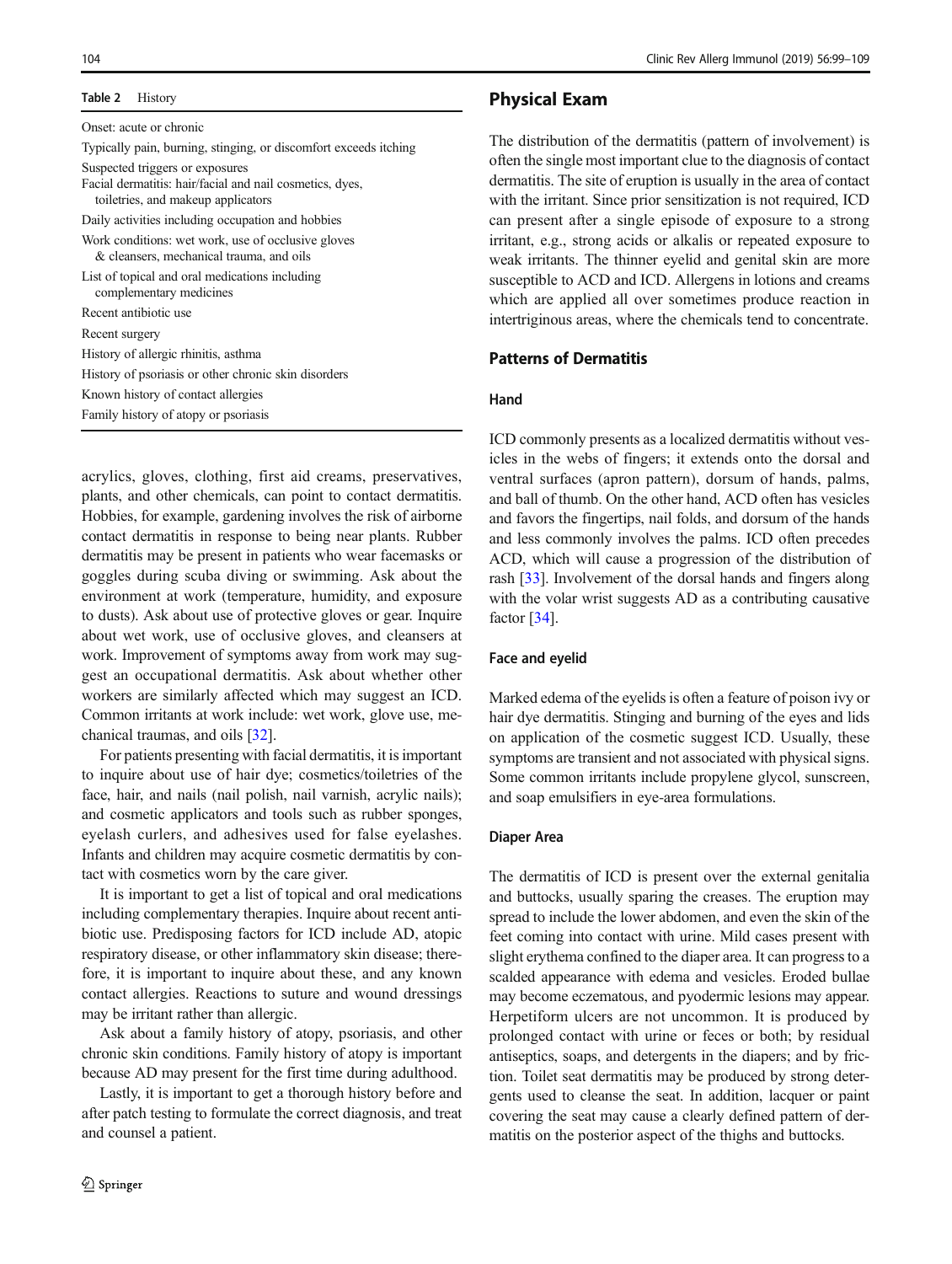**Table 2** History

| |
|---|
| Onset: acute or chronic |
| Typically pain, burning, stinging, or discomfort exceeds itching |
| Suspected triggers or exposures |
| Facial dermatitis: hair/facial and nail cosmetics, dyes, toiletries, and makeup applicators |
| Daily activities including occupation and hobbies |
| Work conditions: wet work, use of occlusive gloves & cleansers, mechanical trauma, and oils |
| List of topical and oral medications including complementary medicines |
| Recent antibiotic use |
| Recent surgery |
| History of allergic rhinitis, asthma |
| History of psoriasis or other chronic skin disorders |
| Known history of contact allergies |
| Family history of atopy or psoriasis |

acrylics, gloves, clothing, first aid creams, preservatives, plants, and other chemicals, can point to contact dermatitis. Hobbies, for example, gardening involves the risk of airborne contact dermatitis in response to being near plants. Rubber dermatitis may be present in patients who wear facemasks or goggles during scuba diving or swimming. Ask about the environment at work (temperature, humidity, and exposure to dusts). Ask about use of protective gloves or gear. Inquire about wet work, use of occlusive gloves, and cleansers at work. Improvement of symptoms away from work may suggest an occupational dermatitis. Ask about whether other workers are similarly affected which may suggest an ICD. Common irritants at work include: wet work, glove use, mechanical traumas, and oils [32].

For patients presenting with facial dermatitis, it is important to inquire about use of hair dye; cosmetics/toiletries of the face, hair, and nails (nail polish, nail varnish, acrylic nails); and cosmetic applicators and tools such as rubber sponges, eyelash curlers, and adhesives used for false eyelashes. Infants and children may acquire cosmetic dermatitis by contact with cosmetics worn by the care giver.

It is important to get a list of topical and oral medications including complementary therapies. Inquire about recent antibiotic use. Predisposing factors for ICD include AD, atopic respiratory disease, or other inflammatory skin disease; therefore, it is important to inquire about these, and any known contact allergies. Reactions to suture and wound dressings may be irritant rather than allergic.

Ask about a family history of atopy, psoriasis, and other chronic skin conditions. Family history of atopy is important because AD may present for the first time during adulthood.

Lastly, it is important to get a thorough history before and after patch testing to formulate the correct diagnosis, and treat and counsel a patient.

## Physical Exam

The distribution of the dermatitis (pattern of involvement) is often the single most important clue to the diagnosis of contact dermatitis. The site of eruption is usually in the area of contact with the irritant. Since prior sensitization is not required, ICD can present after a single episode of exposure to a strong irritant, e.g., strong acids or alkalis or repeated exposure to weak irritants. The thinner eyelid and genital skin are more susceptible to ACD and ICD. Allergens in lotions and creams which are applied all over sometimes produce reaction in intertriginous areas, where the chemicals tend to concentrate.

### Patterns of Dermatitis

#### Hand

ICD commonly presents as a localized dermatitis without vesicles in the webs of fingers; it extends onto the dorsal and ventral surfaces (apron pattern), dorsum of hands, palms, and ball of thumb. On the other hand, ACD often has vesicles and favors the fingertips, nail folds, and dorsum of the hands and less commonly involves the palms. ICD often precedes ACD, which will cause a progression of the distribution of rash [33]. Involvement of the dorsal hands and fingers along with the volar wrist suggests AD as a contributing causative factor [34].

#### Face and eyelid

Marked edema of the eyelids is often a feature of poison ivy or hair dye dermatitis. Stinging and burning of the eyes and lids on application of the cosmetic suggest ICD. Usually, these symptoms are transient and not associated with physical signs. Some common irritants include propylene glycol, sunscreen, and soap emulsifiers in eye-area formulations.

#### Diaper Area

The dermatitis of ICD is present over the external genitalia and buttocks, usually sparing the creases. The eruption may spread to include the lower abdomen, and even the skin of the feet coming into contact with urine. Mild cases present with slight erythema confined to the diaper area. It can progress to a scalded appearance with edema and vesicles. Eroded bullae may become eczematous, and pyodermic lesions may appear. Herpetiform ulcers are not uncommon. It is produced by prolonged contact with urine or feces or both; by residual antiseptics, soaps, and detergents in the diapers; and by friction. Toilet seat dermatitis may be produced by strong detergents used to cleanse the seat. In addition, lacquer or paint covering the seat may cause a clearly defined pattern of dermatitis on the posterior aspect of the thighs and buttocks.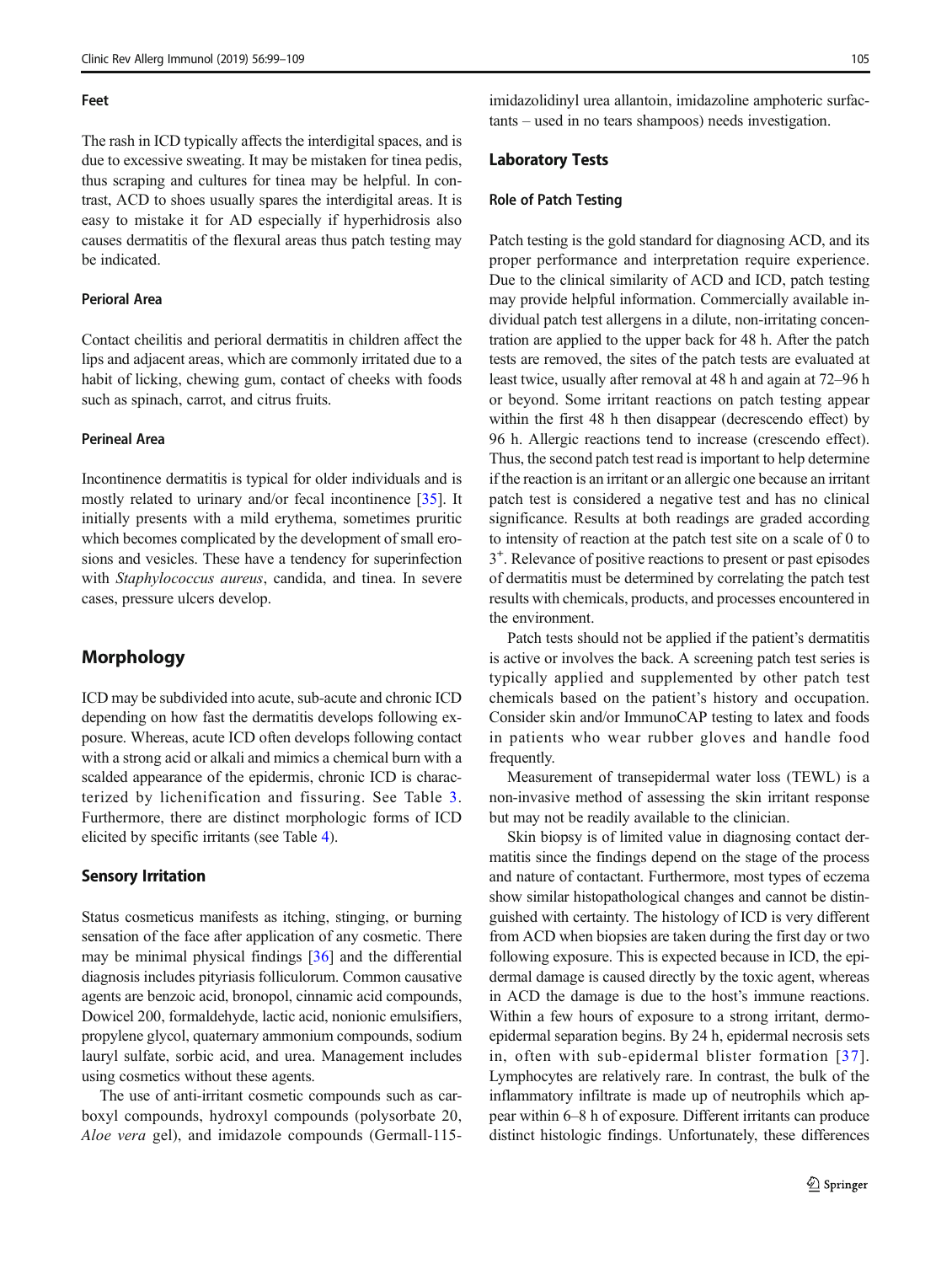#### Feet

The rash in ICD typically affects the interdigital spaces, and is due to excessive sweating. It may be mistaken for tinea pedis, thus scraping and cultures for tinea may be helpful. In contrast, ACD to shoes usually spares the interdigital areas. It is easy to mistake it for AD especially if hyperhidrosis also causes dermatitis of the flexural areas thus patch testing may be indicated.

#### Perioral Area

Contact cheilitis and perioral dermatitis in children affect the lips and adjacent areas, which are commonly irritated due to a habit of licking, chewing gum, contact of cheeks with foods such as spinach, carrot, and citrus fruits.

#### Perineal Area

Incontinence dermatitis is typical for older individuals and is mostly related to urinary and/or fecal incontinence [35]. It initially presents with a mild erythema, sometimes pruritic which becomes complicated by the development of small erosions and vesicles. These have a tendency for superinfection with *Staphylococcus aureus*, candida, and tinea. In severe cases, pressure ulcers develop.

## Morphology

ICD may be subdivided into acute, sub-acute and chronic ICD depending on how fast the dermatitis develops following exposure. Whereas, acute ICD often develops following contact with a strong acid or alkali and mimics a chemical burn with a scalded appearance of the epidermis, chronic ICD is characterized by lichenification and fissuring. See Table 3. Furthermore, there are distinct morphologic forms of ICD elicited by specific irritants (see Table 4).

### Sensory Irritation

Status cosmeticus manifests as itching, stinging, or burning sensation of the face after application of any cosmetic. There may be minimal physical findings [36] and the differential diagnosis includes pityriasis folliculorum. Common causative agents are benzoic acid, bronopol, cinnamic acid compounds, Dowicel 200, formaldehyde, lactic acid, nonionic emulsifiers, propylene glycol, quaternary ammonium compounds, sodium lauryl sulfate, sorbic acid, and urea. Management includes using cosmetics without these agents.

The use of anti-irritant cosmetic compounds such as carboxyl compounds, hydroxyl compounds (polysorbate 20, *Aloe vera* gel), and imidazole compounds (Germall-115-imidazolidinyl urea allantoin, imidazoline amphoteric surfactants – used in no tears shampoos) needs investigation.

### Laboratory Tests

#### Role of Patch Testing

Patch testing is the gold standard for diagnosing ACD, and its proper performance and interpretation require experience. Due to the clinical similarity of ACD and ICD, patch testing may provide helpful information. Commercially available individual patch test allergens in a dilute, non-irritating concentration are applied to the upper back for 48 h. After the patch tests are removed, the sites of the patch tests are evaluated at least twice, usually after removal at 48 h and again at 72–96 h or beyond. Some irritant reactions on patch testing appear within the first 48 h then disappear (decrescendo effect) by 96 h. Allergic reactions tend to increase (crescendo effect). Thus, the second patch test read is important to help determine if the reaction is an irritant or an allergic one because an irritant patch test is considered a negative test and has no clinical significance. Results at both readings are graded according to intensity of reaction at the patch test site on a scale of 0 to $3^+$. Relevance of positive reactions to present or past episodes of dermatitis must be determined by correlating the patch test results with chemicals, products, and processes encountered in the environment.

Patch tests should not be applied if the patient's dermatitis is active or involves the back. A screening patch test series is typically applied and supplemented by other patch test chemicals based on the patient's history and occupation. Consider skin and/or ImmunoCAP testing to latex and foods in patients who wear rubber gloves and handle food frequently.

Measurement of transepidermal water loss (TEWL) is a non-invasive method of assessing the skin irritant response but may not be readily available to the clinician.

Skin biopsy is of limited value in diagnosing contact dermatitis since the findings depend on the stage of the process and nature of contactant. Furthermore, most types of eczema show similar histopathological changes and cannot be distinguished with certainty. The histology of ICD is very different from ACD when biopsies are taken during the first day or two following exposure. This is expected because in ICD, the epidermal damage is caused directly by the toxic agent, whereas in ACD the damage is due to the host's immune reactions. Within a few hours of exposure to a strong irritant, dermo-epidermal separation begins. By 24 h, epidermal necrosis sets in, often with sub-epidermal blister formation [37]. Lymphocytes are relatively rare. In contrast, the bulk of the inflammatory infiltrate is made up of neutrophils which appear within 6–8 h of exposure. Different irritants can produce distinct histologic findings. Unfortunately, these differences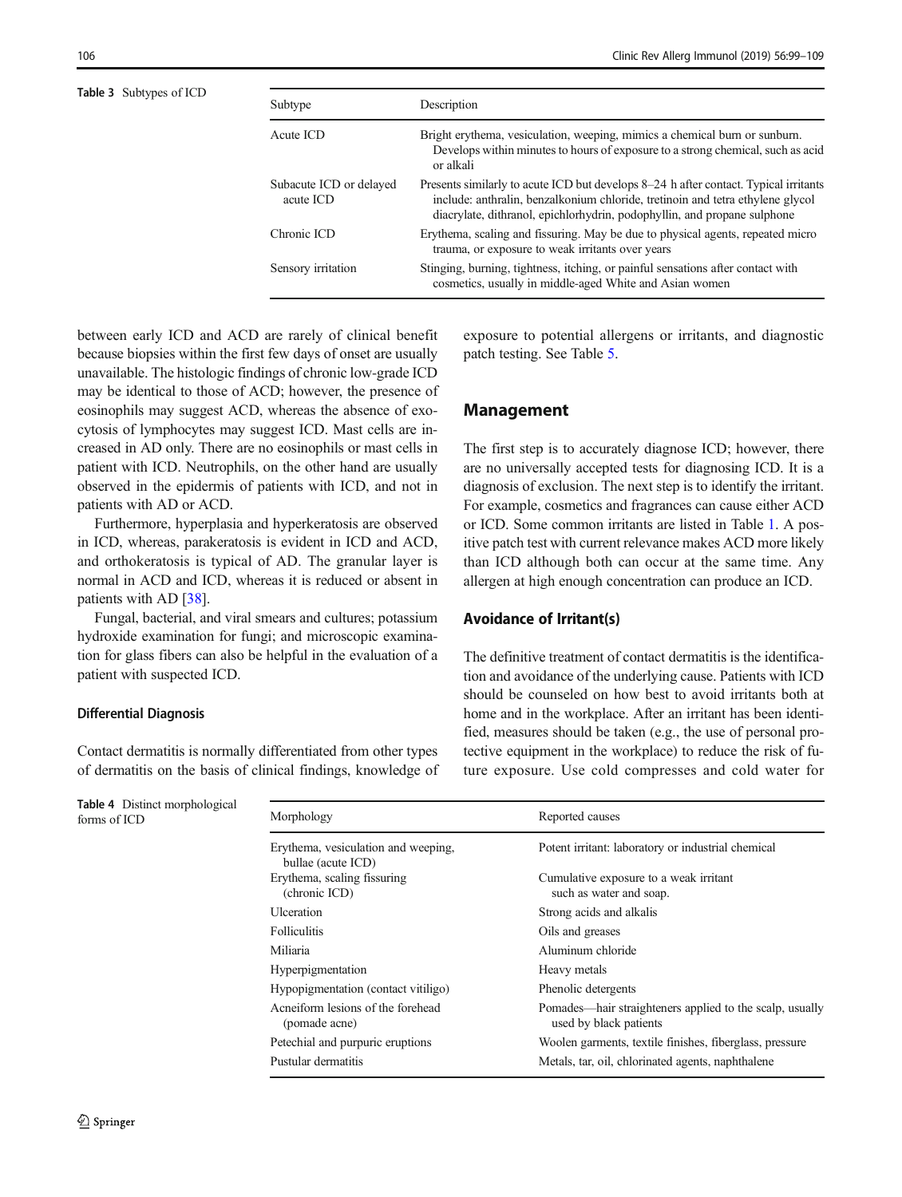**Table 3** Subtypes of ICD

| Subtype | Description |
| --- | --- |
| Acute ICD | Bright erythema, vesiculation, weeping, mimics a chemical burn or sunburn. Develops within minutes to hours of exposure to a strong chemical, such as acid or alkali |
| Subacute ICD or delayed acute ICD | Presents similarly to acute ICD but develops 8–24 h after contact. Typical irritants include: anthralin, benzalkonium chloride, tretinoin and tetra ethylene glycol diacrylate, dithranol, epichlorhydrin, podophyllin, and propane sulphone |
| Chronic ICD | Erythema, scaling and fissuring. May be due to physical agents, repeated micro trauma, or exposure to weak irritants over years |
| Sensory irritation | Stinging, burning, tightness, itching, or painful sensations after contact with cosmetics, usually in middle-aged White and Asian women |

between early ICD and ACD are rarely of clinical benefit because biopsies within the first few days of onset are usually unavailable. The histologic findings of chronic low-grade ICD may be identical to those of ACD; however, the presence of eosinophils may suggest ACD, whereas the absence of exocytosis of lymphocytes may suggest ICD. Mast cells are increased in AD only. There are no eosinophils or mast cells in patient with ICD. Neutrophils, on the other hand are usually observed in the epidermis of patients with ICD, and not in patients with AD or ACD.

Furthermore, hyperplasia and hyperkeratosis are observed in ICD, whereas, parakeratosis is evident in ICD and ACD, and orthokeratosis is typical of AD. The granular layer is normal in ACD and ICD, whereas it is reduced or absent in patients with AD [38].

Fungal, bacterial, and viral smears and cultures; potassium hydroxide examination for fungi; and microscopic examination for glass fibers can also be helpful in the evaluation of a patient with suspected ICD.

### Differential Diagnosis

Contact dermatitis is normally differentiated from other types of dermatitis on the basis of clinical findings, knowledge of exposure to potential allergens or irritants, and diagnostic patch testing. See Table 5.

## Management

The first step is to accurately diagnose ICD; however, there are no universally accepted tests for diagnosing ICD. It is a diagnosis of exclusion. The next step is to identify the irritant. For example, cosmetics and fragrances can cause either ACD or ICD. Some common irritants are listed in Table 1. A positive patch test with current relevance makes ACD more likely than ICD although both can occur at the same time. Any allergen at high enough concentration can produce an ICD.

### Avoidance of Irritant(s)

The definitive treatment of contact dermatitis is the identification and avoidance of the underlying cause. Patients with ICD should be counseled on how best to avoid irritants both at home and in the workplace. After an irritant has been identified, measures should be taken (e.g., the use of personal protective equipment in the workplace) to reduce the risk of future exposure. Use cold compresses and cold water for

**Table 4** Distinct morphological forms of ICD

| Morphology | Reported causes |
| --- | --- |
| Erythema, vesiculation and weeping, bullae (acute ICD) | Potent irritant: laboratory or industrial chemical |
| Erythema, scaling fissuring (chronic ICD) | Cumulative exposure to a weak irritant such as water and soap. |
| Ulceration | Strong acids and alkalis |
| Folliculitis | Oils and greases |
| Miliaria | Aluminum chloride |
| Hyperpigmentation | Heavy metals |
| Hypopigmentation (contact vitiligo) | Phenolic detergents |
| Acneiform lesions of the forehead (pomade acne) | Pomades—hair straighteners applied to the scalp, usually used by black patients |
| Petechial and purpuric eruptions | Woolen garments, textile finishes, fiberglass, pressure |
| Pustular dermatitis | Metals, tar, oil, chlorinated agents, naphthalene |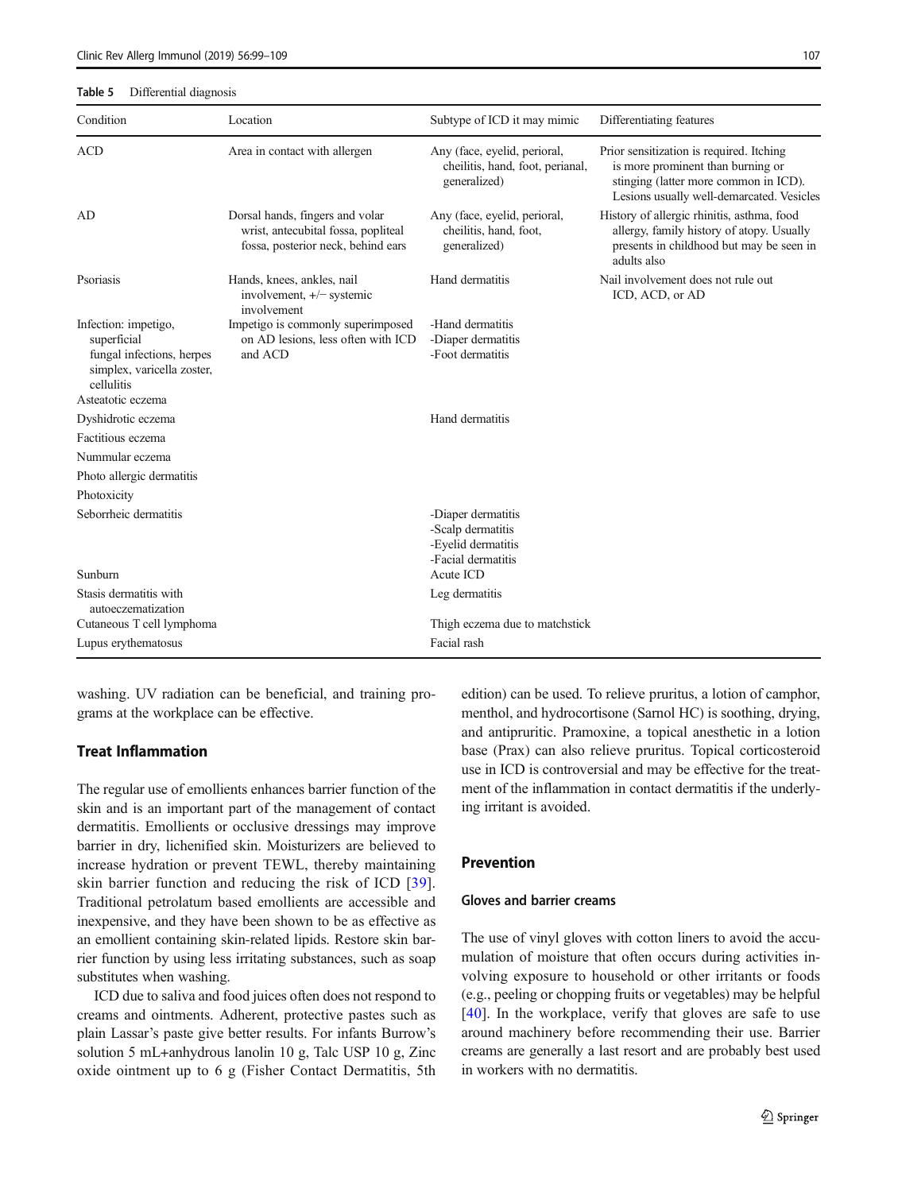**Table 5** Differential diagnosis

| Condition | Location | Subtype of ICD it may mimic | Differentiating features |
|---|---|---|---|
| ACD | Area in contact with allergen | Any (face, eyelid, perioral, cheilitis, hand, foot, perianal, generalized) | Prior sensitization is required. Itching is more prominent than burning or stinging (latter more common in ICD). Lesions usually well-demarcated. Vesicles |
| AD | Dorsal hands, fingers and volar wrist, antecubital fossa, popliteal fossa, posterior neck, behind ears | Any (face, eyelid, perioral, cheilitis, hand, foot, generalized) | History of allergic rhinitis, asthma, food allergy, family history of atopy. Usually presents in childhood but may be seen in adults also |
| Psoriasis | Hands, knees, ankles, nail involvement, +/− systemic involvement | Hand dermatitis | Nail involvement does not rule out ICD, ACD, or AD |
| Infection: impetigo, superficial fungal infections, herpes simplex, varicella zoster, cellulitis | Impetigo is commonly superimposed on AD lesions, less often with ICD and ACD | -Hand dermatitis<br>-Diaper dermatitis<br>-Foot dermatitis | |
| Asteatotic eczema | | | |
| Dyshidrotic eczema | | Hand dermatitis | |
| Factitious eczema | | | |
| Nummular eczema | | | |
| Photo allergic dermatitis | | | |
| Photoxicity | | | |
| Seborrheic dermatitis | | -Diaper dermatitis<br>-Scalp dermatitis<br>-Eyelid dermatitis<br>-Facial dermatitis | |
| Sunburn | | Acute ICD | |
| Stasis dermatitis with autoeczematization | | Leg dermatitis | |
| Cutaneous T cell lymphoma | | Thigh eczema due to matchstick | |
| Lupus erythematosus | | Facial rash | |

washing. UV radiation can be beneficial, and training programs at the workplace can be effective.

### Treat Inflammation

The regular use of emollients enhances barrier function of the skin and is an important part of the management of contact dermatitis. Emollients or occlusive dressings may improve barrier in dry, lichenified skin. Moisturizers are believed to increase hydration or prevent TEWL, thereby maintaining skin barrier function and reducing the risk of ICD [39]. Traditional petrolatum based emollients are accessible and inexpensive, and they have been shown to be as effective as an emollient containing skin-related lipids. Restore skin barrier function by using less irritating substances, such as soap substitutes when washing.

ICD due to saliva and food juices often does not respond to creams and ointments. Adherent, protective pastes such as plain Lassar's paste give better results. For infants Burrow's solution 5 mL+anhydrous lanolin 10 g, Talc USP 10 g, Zinc oxide ointment up to 6 g (Fisher Contact Dermatitis, 5th edition) can be used. To relieve pruritus, a lotion of camphor, menthol, and hydrocortisone (Sarnol HC) is soothing, drying, and antipruritic. Pramoxine, a topical anesthetic in a lotion base (Prax) can also relieve pruritus. Topical corticosteroid use in ICD is controversial and may be effective for the treatment of the inflammation in contact dermatitis if the underlying irritant is avoided.

### Prevention

#### Gloves and barrier creams

The use of vinyl gloves with cotton liners to avoid the accumulation of moisture that often occurs during activities involving exposure to household or other irritants or foods (e.g., peeling or chopping fruits or vegetables) may be helpful [40]. In the workplace, verify that gloves are safe to use around machinery before recommending their use. Barrier creams are generally a last resort and are probably best used in workers with no dermatitis.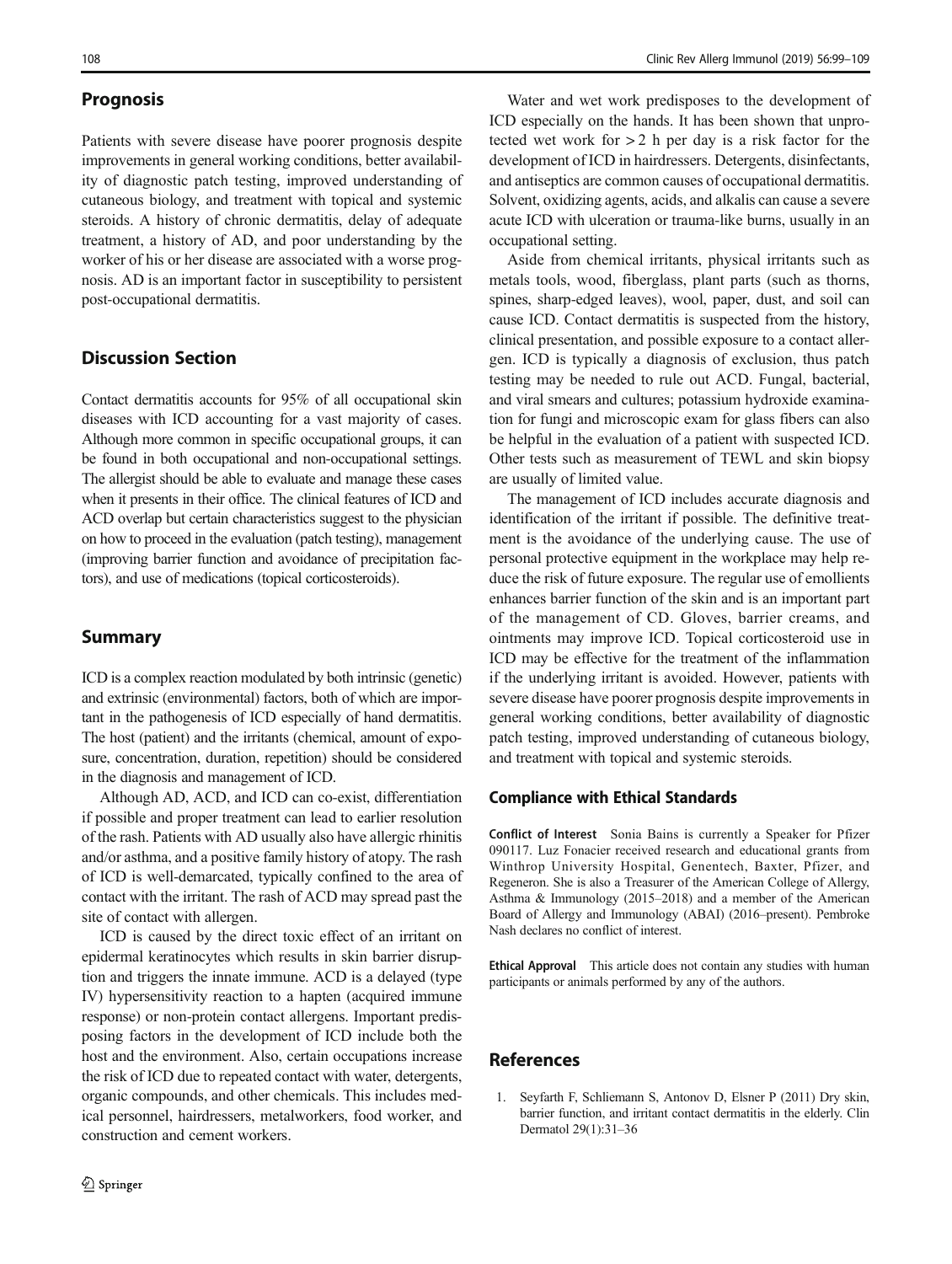## Prognosis

Patients with severe disease have poorer prognosis despite improvements in general working conditions, better availability of diagnostic patch testing, improved understanding of cutaneous biology, and treatment with topical and systemic steroids. A history of chronic dermatitis, delay of adequate treatment, a history of AD, and poor understanding by the worker of his or her disease are associated with a worse prognosis. AD is an important factor in susceptibility to persistent post-occupational dermatitis.

## Discussion Section

Contact dermatitis accounts for 95% of all occupational skin diseases with ICD accounting for a vast majority of cases. Although more common in specific occupational groups, it can be found in both occupational and non-occupational settings. The allergist should be able to evaluate and manage these cases when it presents in their office. The clinical features of ICD and ACD overlap but certain characteristics suggest to the physician on how to proceed in the evaluation (patch testing), management (improving barrier function and avoidance of precipitation factors), and use of medications (topical corticosteroids).

## Summary

ICD is a complex reaction modulated by both intrinsic (genetic) and extrinsic (environmental) factors, both of which are important in the pathogenesis of ICD especially of hand dermatitis. The host (patient) and the irritants (chemical, amount of exposure, concentration, duration, repetition) should be considered in the diagnosis and management of ICD.

Although AD, ACD, and ICD can co-exist, differentiation if possible and proper treatment can lead to earlier resolution of the rash. Patients with AD usually also have allergic rhinitis and/or asthma, and a positive family history of atopy. The rash of ICD is well-demarcated, typically confined to the area of contact with the irritant. The rash of ACD may spread past the site of contact with allergen.

ICD is caused by the direct toxic effect of an irritant on epidermal keratinocytes which results in skin barrier disruption and triggers the innate immune. ACD is a delayed (type IV) hypersensitivity reaction to a hapten (acquired immune response) or non-protein contact allergens. Important predisposing factors in the development of ICD include both the host and the environment. Also, certain occupations increase the risk of ICD due to repeated contact with water, detergents, organic compounds, and other chemicals. This includes medical personnel, hairdressers, metalworkers, food worker, and construction and cement workers.

Water and wet work predisposes to the development of ICD especially on the hands. It has been shown that unprotected wet work for > 2 h per day is a risk factor for the development of ICD in hairdressers. Detergents, disinfectants, and antiseptics are common causes of occupational dermatitis. Solvent, oxidizing agents, acids, and alkalis can cause a severe acute ICD with ulceration or trauma-like burns, usually in an occupational setting.

Aside from chemical irritants, physical irritants such as metals tools, wood, fiberglass, plant parts (such as thorns, spines, sharp-edged leaves), wool, paper, dust, and soil can cause ICD. Contact dermatitis is suspected from the history, clinical presentation, and possible exposure to a contact allergen. ICD is typically a diagnosis of exclusion, thus patch testing may be needed to rule out ACD. Fungal, bacterial, and viral smears and cultures; potassium hydroxide examination for fungi and microscopic exam for glass fibers can also be helpful in the evaluation of a patient with suspected ICD. Other tests such as measurement of TEWL and skin biopsy are usually of limited value.

The management of ICD includes accurate diagnosis and identification of the irritant if possible. The definitive treatment is the avoidance of the underlying cause. The use of personal protective equipment in the workplace may help reduce the risk of future exposure. The regular use of emollients enhances barrier function of the skin and is an important part of the management of CD. Gloves, barrier creams, and ointments may improve ICD. Topical corticosteroid use in ICD may be effective for the treatment of the inflammation if the underlying irritant is avoided. However, patients with severe disease have poorer prognosis despite improvements in general working conditions, better availability of diagnostic patch testing, improved understanding of cutaneous biology, and treatment with topical and systemic steroids.

### Compliance with Ethical Standards

**Conflict of Interest** Sonia Bains is currently a Speaker for Pfizer 090117. Luz Fonacier received research and educational grants from Winthrop University Hospital, Genentech, Baxter, Pfizer, and Regeneron. She is also a Treasurer of the American College of Allergy, Asthma & Immunology (2015–2018) and a member of the American Board of Allergy and Immunology (ABAI) (2016–present). Pembroke Nash declares no conflict of interest.

**Ethical Approval** This article does not contain any studies with human participants or animals performed by any of the authors.

## References

1. Seyfarth F, Schliemann S, Antonov D, Elsner P (2011) Dry skin, barrier function, and irritant contact dermatitis in the elderly. Clin Dermatol 29(1):31–36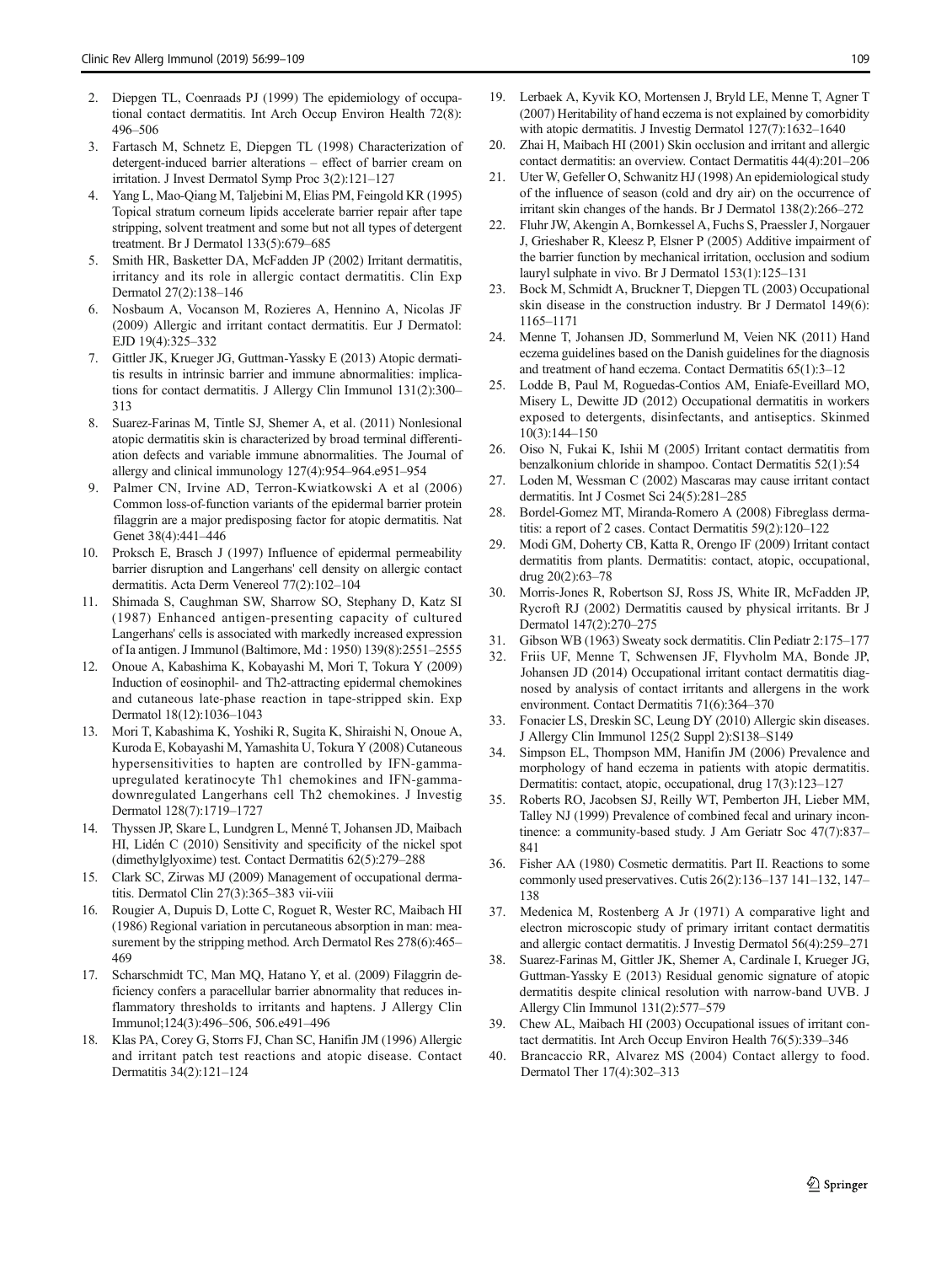2. Diepgen TL, Coenraads PJ (1999) The epidemiology of occupational contact dermatitis. Int Arch Occup Environ Health 72(8): 496–506
3. Fartasch M, Schnetz E, Diepgen TL (1998) Characterization of detergent-induced barrier alterations – effect of barrier cream on irritation. J Invest Dermatol Symp Proc 3(2):121–127
4. Yang L, Mao-Qiang M, Taljebini M, Elias PM, Feingold KR (1995) Topical stratum corneum lipids accelerate barrier repair after tape stripping, solvent treatment and some but not all types of detergent treatment. Br J Dermatol 133(5):679–685
5. Smith HR, Basketter DA, McFadden JP (2002) Irritant dermatitis, irritancy and its role in allergic contact dermatitis. Clin Exp Dermatol 27(2):138–146
6. Nosbaum A, Vocanson M, Rozieres A, Hennino A, Nicolas JF (2009) Allergic and irritant contact dermatitis. Eur J Dermatol: EJD 19(4):325–332
7. Gittler JK, Krueger JG, Guttman-Yassky E (2013) Atopic dermatitis results in intrinsic barrier and immune abnormalities: implications for contact dermatitis. J Allergy Clin Immunol 131(2):300–313
8. Suarez-Farinas M, Tintle SJ, Shemer A, et al. (2011) Nonlesional atopic dermatitis skin is characterized by broad terminal differentiation defects and variable immune abnormalities. The Journal of allergy and clinical immunology 127(4):954–964.e951–954
9. Palmer CN, Irvine AD, Terron-Kwiatkowski A et al (2006) Common loss-of-function variants of the epidermal barrier protein filaggrin are a major predisposing factor for atopic dermatitis. Nat Genet 38(4):441–446
10. Proksch E, Brasch J (1997) Influence of epidermal permeability barrier disruption and Langerhans' cell density on allergic contact dermatitis. Acta Derm Venereol 77(2):102–104
11. Shimada S, Caughman SW, Sharrow SO, Stephany D, Katz SI (1987) Enhanced antigen-presenting capacity of cultured Langerhans' cells is associated with markedly increased expression of Ia antigen. J Immunol (Baltimore, Md : 1950) 139(8):2551–2555
12. Onoue A, Kabashima K, Kobayashi M, Mori T, Tokura Y (2009) Induction of eosinophil- and Th2-attracting epidermal chemokines and cutaneous late-phase reaction in tape-stripped skin. Exp Dermatol 18(12):1036–1043
13. Mori T, Kabashima K, Yoshiki R, Sugita K, Shiraishi N, Onoue A, Kuroda E, Kobayashi M, Yamashita U, Tokura Y (2008) Cutaneous hypersensitivities to hapten are controlled by IFN-gamma-upregulated keratinocyte Th1 chemokines and IFN-gamma-downregulated Langerhans cell Th2 chemokines. J Investig Dermatol 128(7):1719–1727
14. Thyssen JP, Skare L, Lundgren L, Menné T, Johansen JD, Maibach HI, Lidén C (2010) Sensitivity and specificity of the nickel spot (dimethylglyoxime) test. Contact Dermatitis 62(5):279–288
15. Clark SC, Zirwas MJ (2009) Management of occupational dermatitis. Dermatol Clin 27(3):365–383 vii-viii
16. Rougier A, Dupuis D, Lotte C, Roguet R, Wester RC, Maibach HI (1986) Regional variation in percutaneous absorption in man: measurement by the stripping method. Arch Dermatol Res 278(6):465–469
17. Scharschmidt TC, Man MQ, Hatano Y, et al. (2009) Filaggrin deficiency confers a paracellular barrier abnormality that reduces inflammatory thresholds to irritants and haptens. J Allergy Clin Immunol;124(3):496–506, 506.e491–496
18. Klas PA, Corey G, Storrs FJ, Chan SC, Hanifin JM (1996) Allergic and irritant patch test reactions and atopic disease. Contact Dermatitis 34(2):121–124
19. Lerbaek A, Kyvik KO, Mortensen J, Bryld LE, Menne T, Agner T (2007) Heritability of hand eczema is not explained by comorbidity with atopic dermatitis. J Investig Dermatol 127(7):1632–1640
20. Zhai H, Maibach HI (2001) Skin occlusion and irritant and allergic contact dermatitis: an overview. Contact Dermatitis 44(4):201–206
21. Uter W, Gefeller O, Schwanitz HJ (1998) An epidemiological study of the influence of season (cold and dry air) on the occurrence of irritant skin changes of the hands. Br J Dermatol 138(2):266–272
22. Fluhr JW, Akengin A, Bornkessel A, Fuchs S, Praessler J, Norgauer J, Grieshaber R, Kleesz P, Elsner P (2005) Additive impairment of the barrier function by mechanical irritation, occlusion and sodium lauryl sulphate in vivo. Br J Dermatol 153(1):125–131
23. Bock M, Schmidt A, Bruckner T, Diepgen TL (2003) Occupational skin disease in the construction industry. Br J Dermatol 149(6): 1165–1171
24. Menne T, Johansen JD, Sommerlund M, Veien NK (2011) Hand eczema guidelines based on the Danish guidelines for the diagnosis and treatment of hand eczema. Contact Dermatitis 65(1):3–12
25. Lodde B, Paul M, Roguedas-Contios AM, Eniafe-Eveillard MO, Misery L, Dewitte JD (2012) Occupational dermatitis in workers exposed to detergents, disinfectants, and antiseptics. Skinmed 10(3):144–150
26. Oiso N, Fukai K, Ishii M (2005) Irritant contact dermatitis from benzalkonium chloride in shampoo. Contact Dermatitis 52(1):54
27. Loden M, Wessman C (2002) Mascaras may cause irritant contact dermatitis. Int J Cosmet Sci 24(5):281–285
28. Bordel-Gomez MT, Miranda-Romero A (2008) Fibreglass dermatitis: a report of 2 cases. Contact Dermatitis 59(2):120–122
29. Modi GM, Doherty CB, Katta R, Orengo IF (2009) Irritant contact dermatitis from plants. Dermatitis: contact, atopic, occupational, drug 20(2):63–78
30. Morris-Jones R, Robertson SJ, Ross JS, White IR, McFadden JP, Rycroft RJ (2002) Dermatitis caused by physical irritants. Br J Dermatol 147(2):270–275
31. Gibson WB (1963) Sweaty sock dermatitis. Clin Pediatr 2:175–177
32. Friis UF, Menne T, Schwensen JF, Flyvholm MA, Bonde JP, Johansen JD (2014) Occupational irritant contact dermatitis diagnosed by analysis of contact irritants and allergens in the work environment. Contact Dermatitis 71(6):364–370
33. Fonacier LS, Dreskin SC, Leung DY (2010) Allergic skin diseases. J Allergy Clin Immunol 125(2 Suppl 2):S138–S149
34. Simpson EL, Thompson MM, Hanifin JM (2006) Prevalence and morphology of hand eczema in patients with atopic dermatitis. Dermatitis: contact, atopic, occupational, drug 17(3):123–127
35. Roberts RO, Jacobsen SJ, Reilly WT, Pemberton JH, Lieber MM, Talley NJ (1999) Prevalence of combined fecal and urinary incontinence: a community-based study. J Am Geriatr Soc 47(7):837–841
36. Fisher AA (1980) Cosmetic dermatitis. Part II. Reactions to some commonly used preservatives. Cutis 26(2):136–137 141–132, 147–138
37. Medenica M, Rostenberg A Jr (1971) A comparative light and electron microscopic study of primary irritant contact dermatitis and allergic contact dermatitis. J Investig Dermatol 56(4):259–271
38. Suarez-Farinas M, Gittler JK, Shemer A, Cardinale I, Krueger JG, Guttman-Yassky E (2013) Residual genomic signature of atopic dermatitis despite clinical resolution with narrow-band UVB. J Allergy Clin Immunol 131(2):577–579
39. Chew AL, Maibach HI (2003) Occupational issues of irritant contact dermatitis. Int Arch Occup Environ Health 76(5):339–346
40. Brancaccio RR, Alvarez MS (2004) Contact allergy to food. Dermatol Ther 17(4):302–313